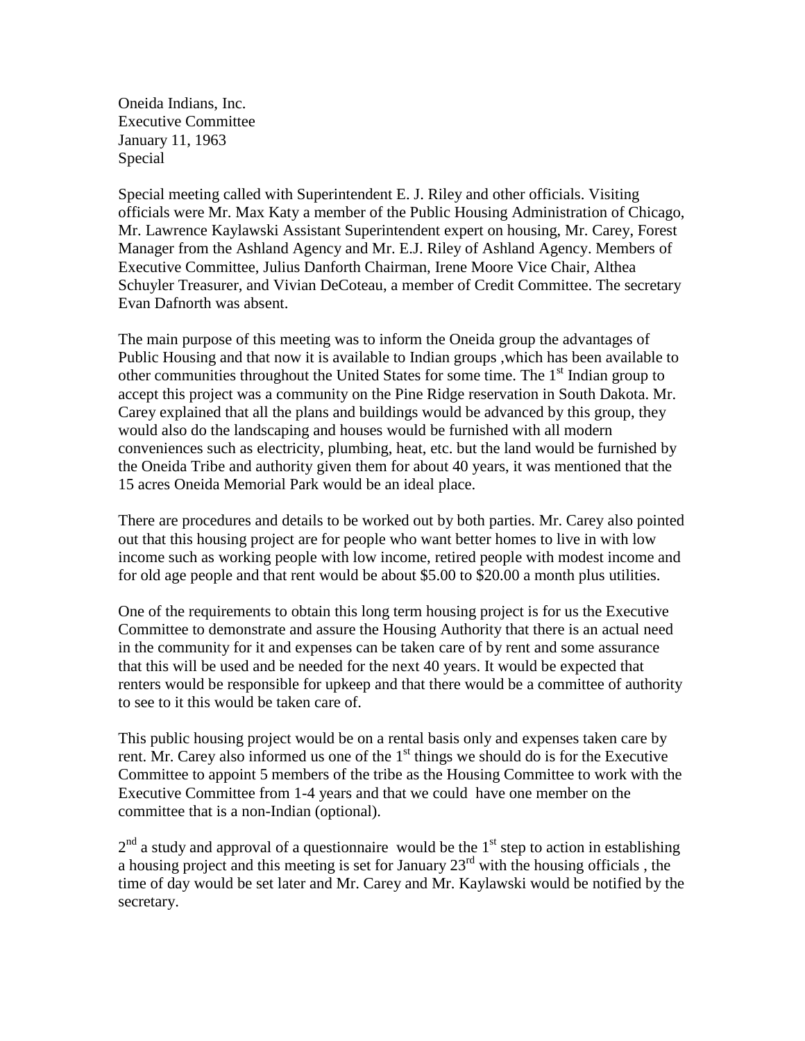Oneida Indians, Inc.
Executive Committee
January 11, 1963
Special

Special meeting called with Superintendent E. J. Riley and other officials. Visiting officials were Mr. Max Katy a member of the Public Housing Administration of Chicago, Mr. Lawrence Kaylawski Assistant Superintendent expert on housing, Mr. Carey, Forest Manager from the Ashland Agency and Mr. E.J. Riley of Ashland Agency. Members of Executive Committee, Julius Danforth Chairman, Irene Moore Vice Chair, Althea Schuyler Treasurer, and Vivian DeCoteau, a member of Credit Committee. The secretary Evan Dafnorth was absent.

The main purpose of this meeting was to inform the Oneida group the advantages of Public Housing and that now it is available to Indian groups ,which has been available to other communities throughout the United States for some time. The 1st Indian group to accept this project was a community on the Pine Ridge reservation in South Dakota. Mr. Carey explained that all the plans and buildings would be advanced by this group, they would also do the landscaping and houses would be furnished with all modern conveniences such as electricity, plumbing, heat, etc. but the land would be furnished by the Oneida Tribe and authority given them for about 40 years, it was mentioned that the 15 acres Oneida Memorial Park would be an ideal place.

There are procedures and details to be worked out by both parties. Mr. Carey also pointed out that this housing project are for people who want better homes to live in with low income such as working people with low income, retired people with modest income and for old age people and that rent would be about \$5.00 to \$20.00 a month plus utilities.

One of the requirements to obtain this long term housing project is for us the Executive Committee to demonstrate and assure the Housing Authority that there is an actual need in the community for it and expenses can be taken care of by rent and some assurance that this will be used and be needed for the next 40 years. It would be expected that renters would be responsible for upkeep and that there would be a committee of authority to see to it this would be taken care of.

This public housing project would be on a rental basis only and expenses taken care by rent. Mr. Carey also informed us one of the 1st things we should do is for the Executive Committee to appoint 5 members of the tribe as the Housing Committee to work with the Executive Committee from 1-4 years and that we could have one member on the committee that is a non-Indian (optional).

2nd a study and approval of a questionnaire would be the 1st step to action in establishing a housing project and this meeting is set for January 23rd with the housing officials , the time of day would be set later and Mr. Carey and Mr. Kaylawski would be notified by the secretary.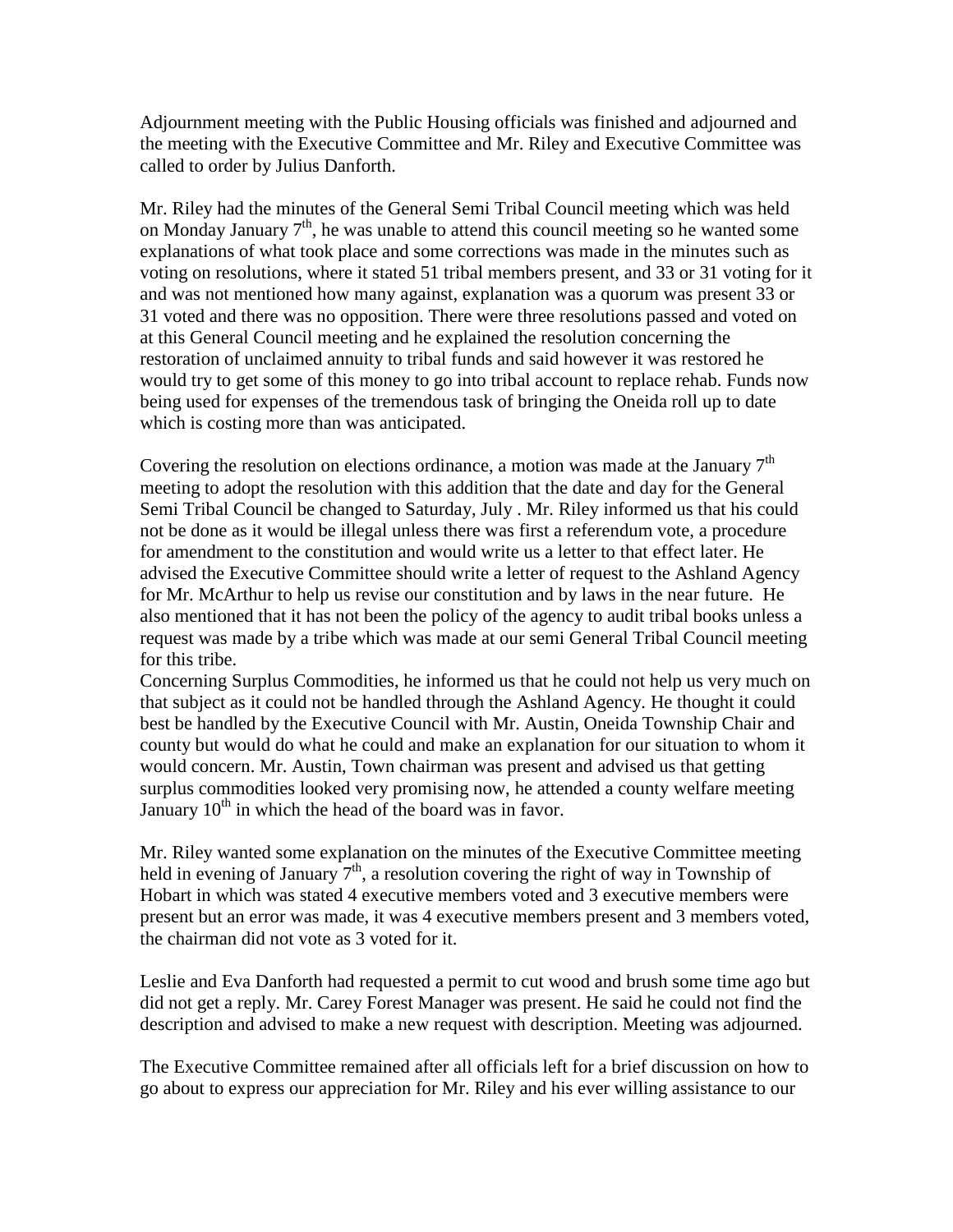Adjournment meeting with the Public Housing officials was finished and adjourned and the meeting with the Executive Committee and Mr. Riley and Executive Committee was called to order by Julius Danforth.

Mr. Riley had the minutes of the General Semi Tribal Council meeting which was held on Monday January 7th, he was unable to attend this council meeting so he wanted some explanations of what took place and some corrections was made in the minutes such as voting on resolutions, where it stated 51 tribal members present, and 33 or 31 voting for it and was not mentioned how many against, explanation was a quorum was present 33 or 31 voted and there was no opposition. There were three resolutions passed and voted on at this General Council meeting and he explained the resolution concerning the restoration of unclaimed annuity to tribal funds and said however it was restored he would try to get some of this money to go into tribal account to replace rehab. Funds now being used for expenses of the tremendous task of bringing the Oneida roll up to date which is costing more than was anticipated.

Covering the resolution on elections ordinance, a motion was made at the January 7th meeting to adopt the resolution with this addition that the date and day for the General Semi Tribal Council be changed to Saturday, July . Mr. Riley informed us that his could not be done as it would be illegal unless there was first a referendum vote, a procedure for amendment to the constitution and would write us a letter to that effect later. He advised the Executive Committee should write a letter of request to the Ashland Agency for Mr. McArthur to help us revise our constitution and by laws in the near future. He also mentioned that it has not been the policy of the agency to audit tribal books unless a request was made by a tribe which was made at our semi General Tribal Council meeting for this tribe.

Concerning Surplus Commodities, he informed us that he could not help us very much on that subject as it could not be handled through the Ashland Agency. He thought it could best be handled by the Executive Council with Mr. Austin, Oneida Township Chair and county but would do what he could and make an explanation for our situation to whom it would concern. Mr. Austin, Town chairman was present and advised us that getting surplus commodities looked very promising now, he attended a county welfare meeting January 10th in which the head of the board was in favor.

Mr. Riley wanted some explanation on the minutes of the Executive Committee meeting held in evening of January 7th, a resolution covering the right of way in Township of Hobart in which was stated 4 executive members voted and 3 executive members were present but an error was made, it was 4 executive members present and 3 members voted, the chairman did not vote as 3 voted for it.

Leslie and Eva Danforth had requested a permit to cut wood and brush some time ago but did not get a reply. Mr. Carey Forest Manager was present. He said he could not find the description and advised to make a new request with description. Meeting was adjourned.

The Executive Committee remained after all officials left for a brief discussion on how to go about to express our appreciation for Mr. Riley and his ever willing assistance to our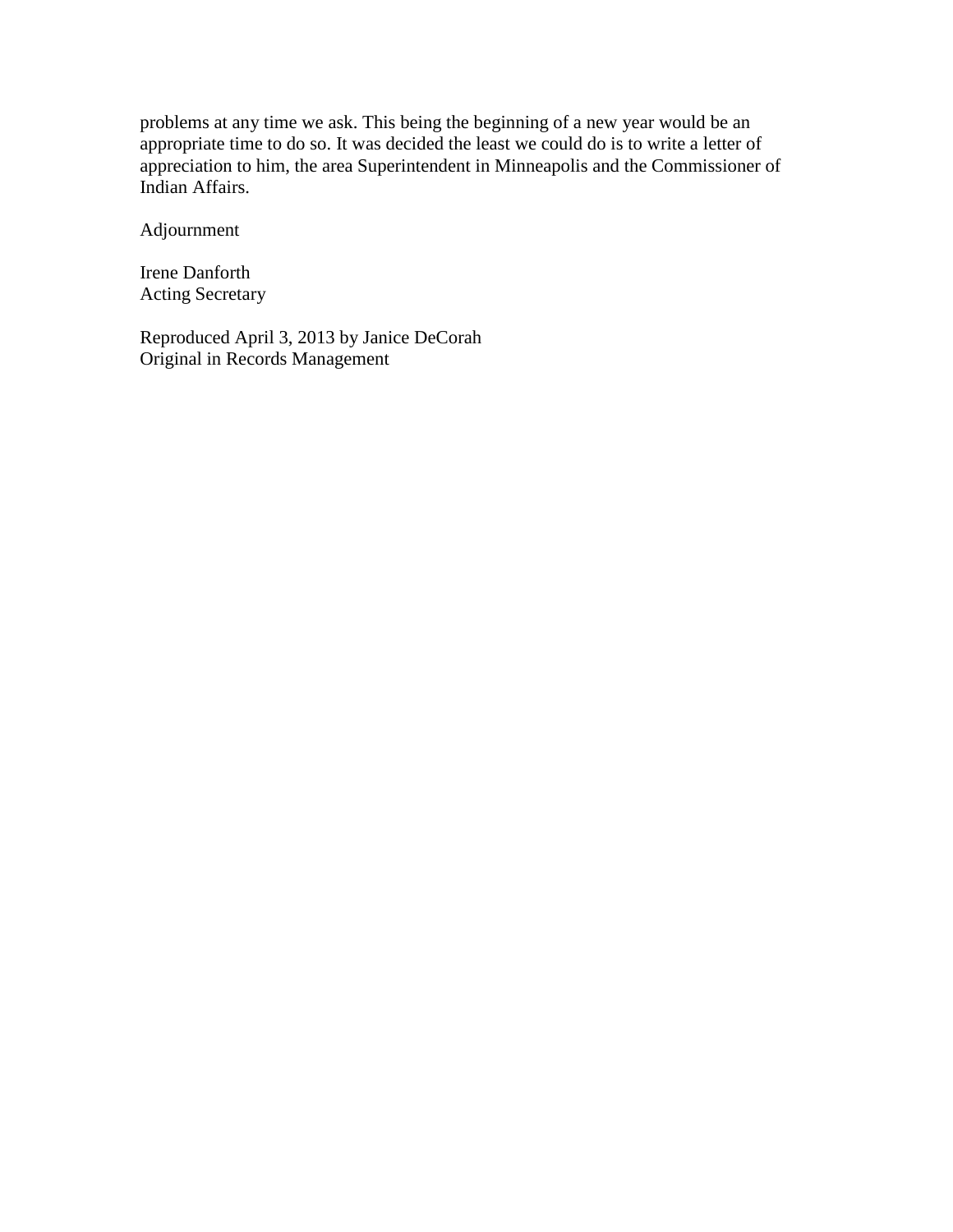problems at any time we ask. This being the beginning of a new year would be an appropriate time to do so. It was decided the least we could do is to write a letter of appreciation to him, the area Superintendent in Minneapolis and the Commissioner of Indian Affairs.

Adjournment

Irene Danforth  
Acting Secretary

Reproduced April 3, 2013 by Janice DeCorah  
Original in Records Management